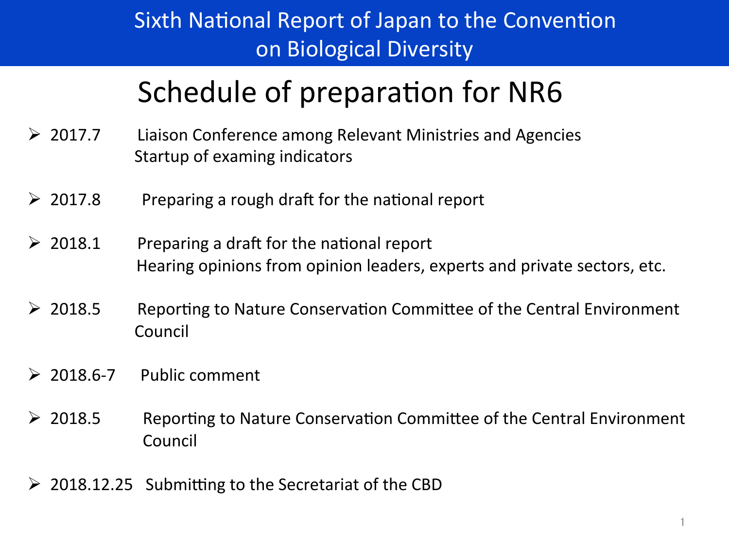# Sixth National Report of Japan to the Convention on Biological Diversity

## Schedule of preparation for NR6

- 2017.7 Liaison Conference among Relevant Ministries and Agencies
  Startup of examing indicators
- 2017.8 Preparing a rough draft for the national report
- 2018.1 Preparing a draft for the national report
  Hearing opinions from opinion leaders, experts and private sectors, etc.
- 2018.5 Reporting to Nature Conservation Committee of the Central Environment Council
- 2018.6-7 Public comment
- 2018.5 Reporting to Nature Conservation Committee of the Central Environment Council
- 2018.12.25 Submitting to the Secretariat of the CBD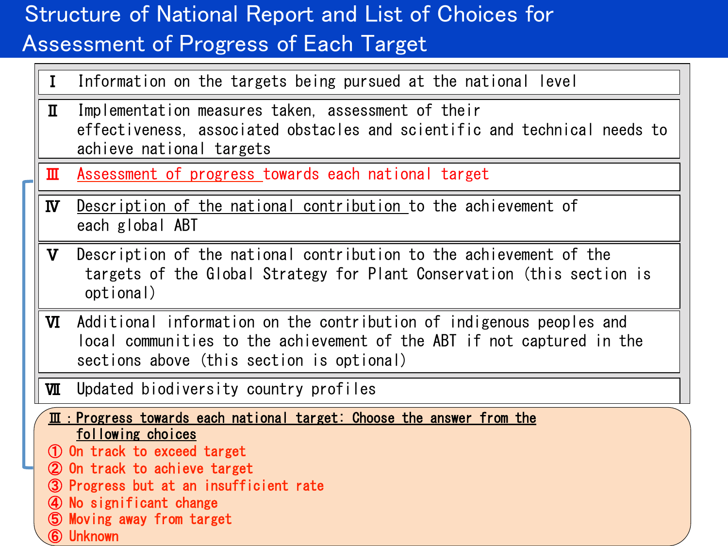# Structure of National Report and List of Choices for Assessment of Progress of Each Target

- Ⅰ Information on the targets being pursued at the national level
- Ⅱ Implementation measures taken, assessment of their effectiveness, associated obstacles and scientific and technical needs to achieve national targets
- Ⅲ Assessment of progress towards each national target
- Ⅳ Description of the national contribution to the achievement of each global ABT
- Ⅴ Description of the national contribution to the achievement of the targets of the Global Strategy for Plant Conservation (this section is optional)
- Ⅵ Additional information on the contribution of indigenous peoples and local communities to the achievement of the ABT if not captured in the sections above (this section is optional)
- Ⅶ Updated biodiversity country profiles

**Ⅲ：Progress towards each national target: Choose the answer from the following choices**

① On track to exceed target
② On track to achieve target
③ Progress but at an insufficient rate
④ No significant change
⑤ Moving away from target
⑥ Unknown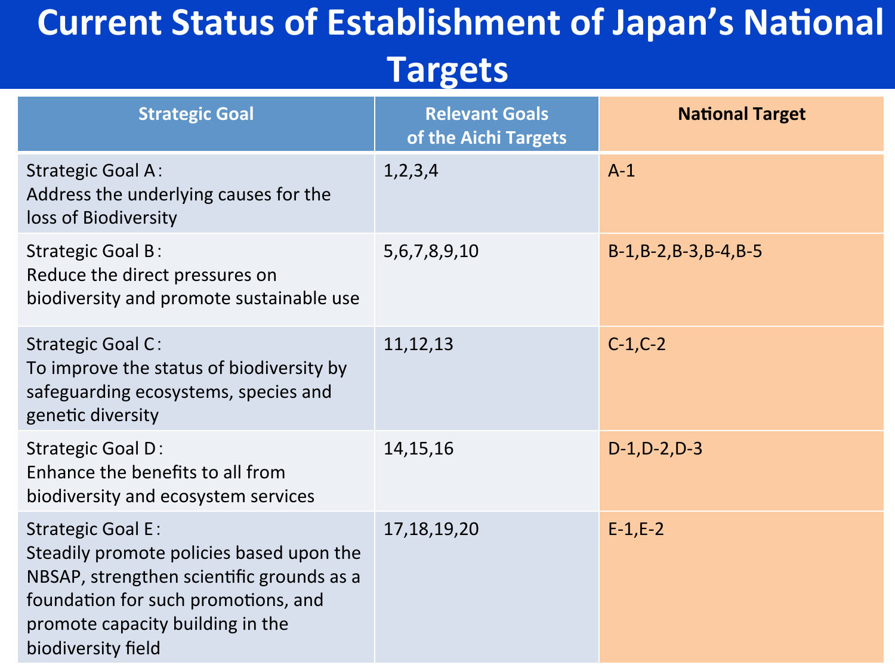# Current Status of Establishment of Japan's National Targets

| Strategic Goal | Relevant Goals of the Aichi Targets | National Target |
|---|---|---|
| Strategic Goal A： Address the underlying causes for the loss of Biodiversity | 1,2,3,4 | A-1 |
| Strategic Goal B： Reduce the direct pressures on biodiversity and promote sustainable use | 5,6,7,8,9,10 | B-1,B-2,B-3,B-4,B-5 |
| Strategic Goal C： To improve the status of biodiversity by safeguarding ecosystems, species and genetic diversity | 11,12,13 | C-1,C-2 |
| Strategic Goal D： Enhance the benefits to all from biodiversity and ecosystem services | 14,15,16 | D-1,D-2,D-3 |
| Strategic Goal E： Steadily promote policies based upon the NBSAP, strengthen scientific grounds as a foundation for such promotions, and promote capacity building in the biodiversity field | 17,18,19,20 | E-1,E-2 |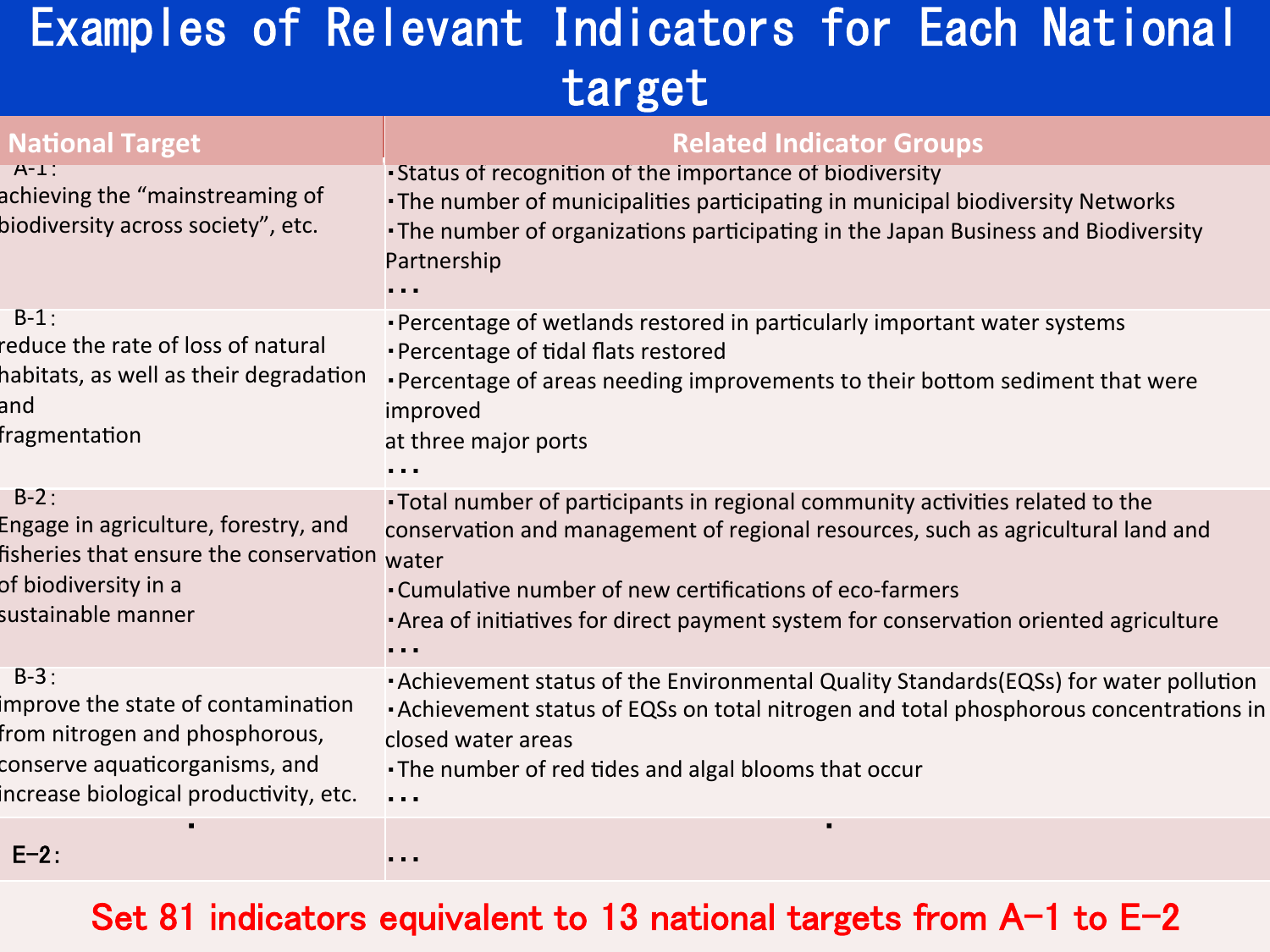# Examples of Relevant Indicators for Each National target

| National Target | Related Indicators Groups |
|---|---|
| A-1：achieving the "mainstreaming of biodiversity across society", etc. | ・Status of recognition of the importance of biodiversity<br>・The number of municipalities participating in municipal biodiversity Networks<br>・The number of organizations participating in the Japan Business and Biodiversity Partnership<br>・・・ |
| B-1：reduce the rate of loss of natural habitats, as well as their degradation and fragmentation | ・Percentage of wetlands restored in particularly important water systems<br>・Percentage of tidal flats restored<br>・Percentage of areas needing improvements to their bottom sediment that were improved at three major ports<br>・・・ |
| B-2：Engage in agriculture, forestry, and fisheries that ensure the conservation of biodiversity in a sustainable manner | ・Total number of participants in regional community activities related to the conservation and management of regional resources, such as agricultural land and water<br>・Cumulative number of new certifications of eco-farmers<br>・Area of initiatives for direct payment system for conservation oriented agriculture<br>・・・ |
| B-3：improve the state of contamination from nitrogen and phosphorous, conserve aquaticorganisms, and increase biological productivity, etc. | ・Achievement status of the Environmental Quality Standards(EQSs) for water pollution<br>・Achievement status of EQSs on total nitrogen and total phosphorous concentrations in closed water areas<br>・The number of red tides and algal blooms that occur<br>・・・ |
| ・ | ・ |
| E-2： | ・・・ |

**Set 81 indicators equivalent to 13 national targets from A-1 to E-2**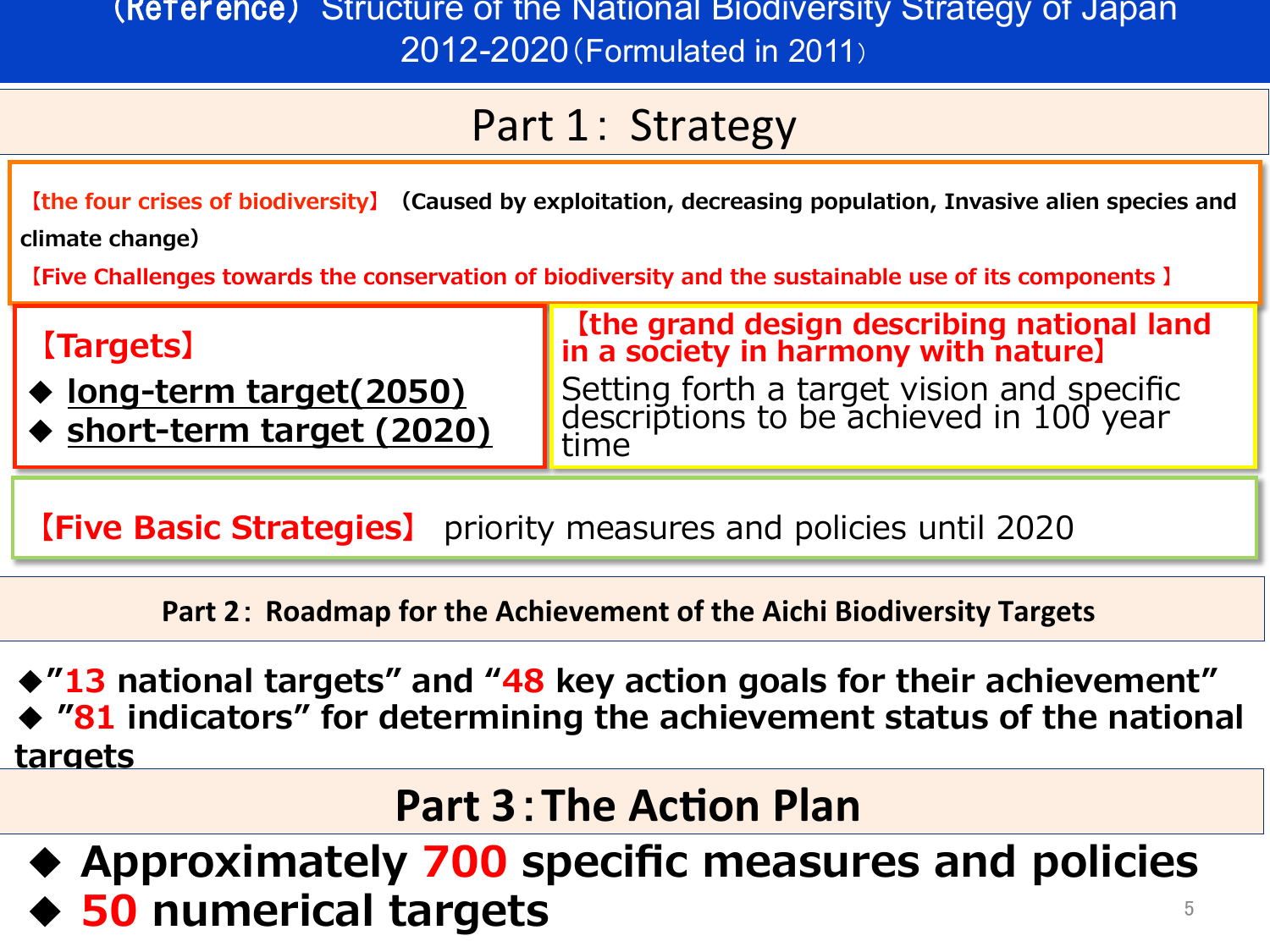# (Reference) Structure of the National Biodiversity Strategy of Japan 2012-2020 (Formulated in 2011)

## Part 1: Strategy

【the four crises of biodiversity】 (Caused by exploitation, decreasing population, Invasive alien species and climate change)

【Five Challenges towards the conservation of biodiversity and the sustainable use of its components】

**【Targets】**

- **long-term target(2050)**
- **short-term target (2020)**

**【the grand design describing national land in a society in harmony with nature】**

Setting forth a target vision and specific descriptions to be achieved in 100 year time

**【Five Basic Strategies】** priority measures and policies until 2020

## Part 2: Roadmap for the Achievement of the Aichi Biodiversity Targets

- **"13 national targets" and "48 key action goals for their achievement"**
- **"81 indicators" for determining the achievement status of the national targets**

## Part 3: The Action Plan

- **Approximately 700 specific measures and policies**
- **50 numerical targets**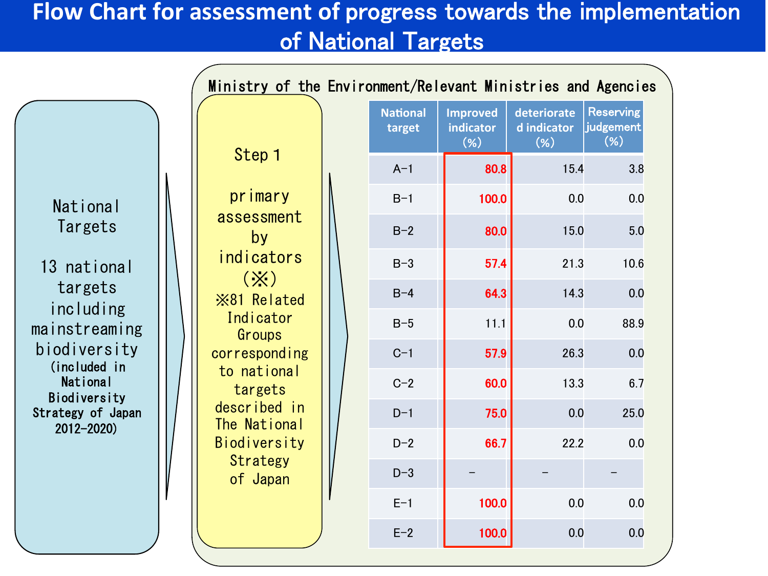# Flow Chart for assessment of progress towards the implementation of National Targets

National Targets

13 national targets including mainstreaming biodiversity (included in National Biodiversity Strategy of Japan 2012-2020)

Ministry of the Environment/Relevant Ministries and Agencies

Step 1

primary assessment by indicators (※)

※81 Related Indicator Groups corresponding to national targets described in The National Biodiversity Strategy of Japan

| National target | Improved indicator (%) | deteriorated indicator (%) | Reserving judgement (%) |
|---|---|---|---|
| A-1 | 80.8 | 15.4 | 3.8 |
| B-1 | 100.0 | 0.0 | 0.0 |
| B-2 | 80.0 | 15.0 | 5.0 |
| B-3 | 57.4 | 21.3 | 10.6 |
| B-4 | 64.3 | 14.3 | 0.0 |
| B-5 | 11.1 | 0.0 | 88.9 |
| C-1 | 57.9 | 26.3 | 0.0 |
| C-2 | 60.0 | 13.3 | 6.7 |
| D-1 | 75.0 | 0.0 | 25.0 |
| D-2 | 66.7 | 22.2 | 0.0 |
| D-3 | – | – | – |
| E-1 | 100.0 | 0.0 | 0.0 |
| E-2 | 100.0 | 0.0 | 0.0 |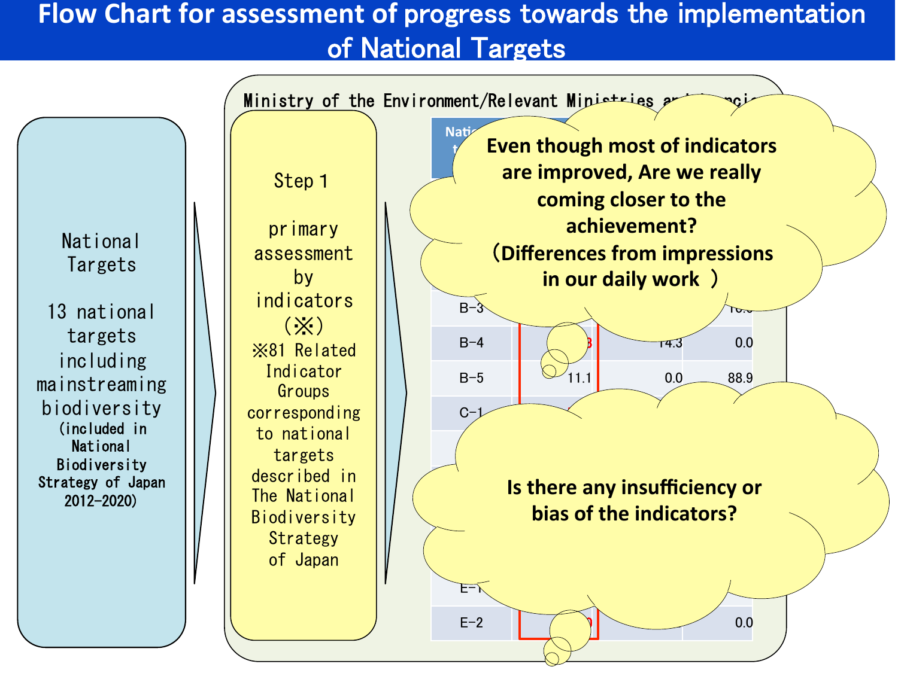# Flow Chart for assessment of progress towards the implementation of National Targets

National Targets

13 national targets including mainstreaming biodiversity (included in National Biodiversity Strategy of Japan 2012-2020)

Ministry of the Environment/Relevant Ministries and Agencies

Step 1

primary assessment by indicators (※)

※81 Related Indicator Groups corresponding to national targets described in The National Biodiversity Strategy of Japan

| National targets | | | |
|---|---|---|---|
| B-3 | | | |
| B-4 | | 14.3 | 0.0 |
| B-5 | 11.1 | 0.0 | 88.9 |
| C-1 | | | |
| E-1 | | | |
| E-2 | | | 0.0 |

**Even though most of indicators are improved, Are we really coming closer to the achievement? (Differences from impressions in our daily work)**

**Is there any insufficiency or bias of the indicators?**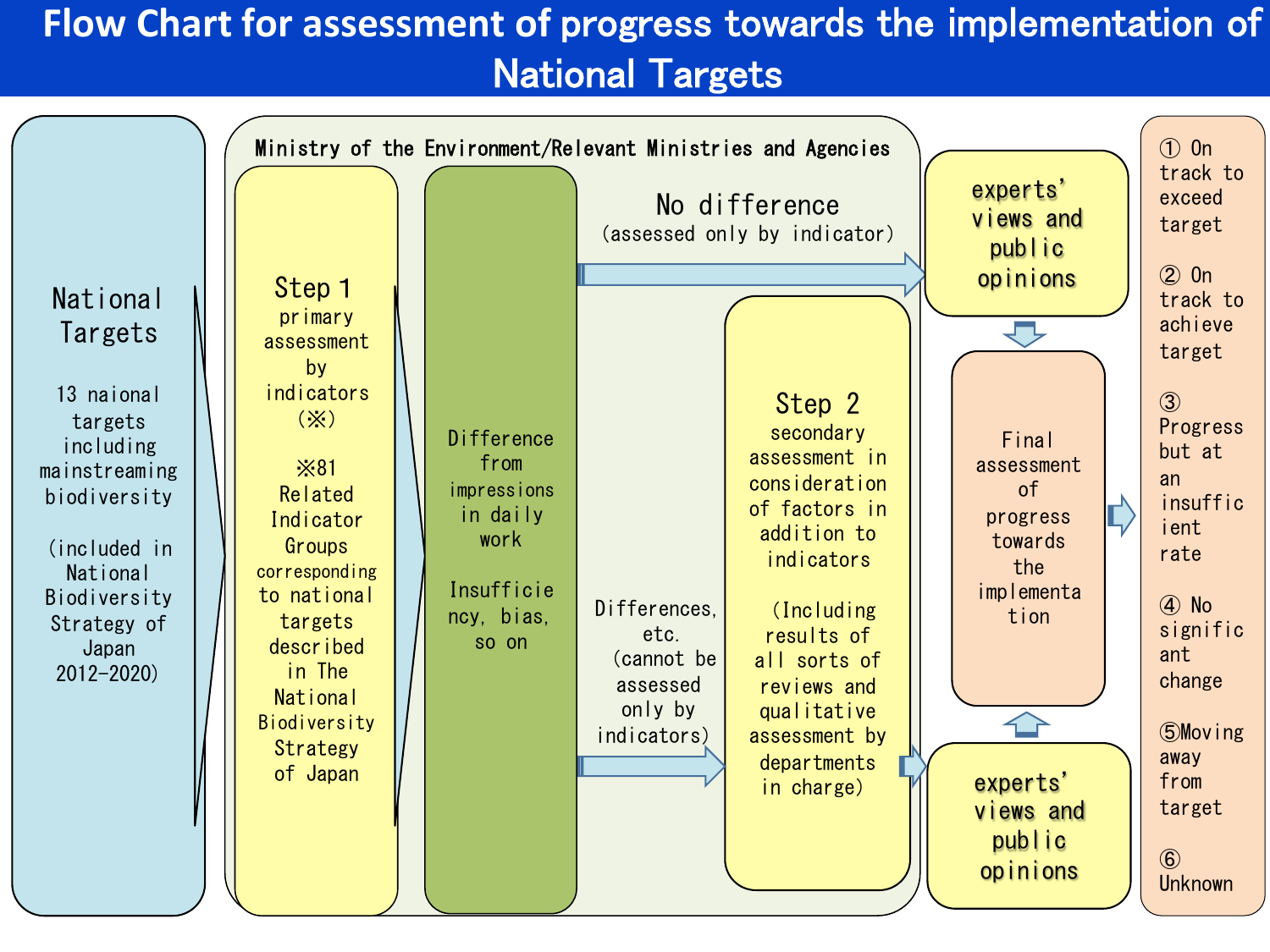# Flow Chart for assessment of progress towards the implementation of National Targets

**National Targets**

13 naional targets including mainstreaming biodiversity

(included in National Biodiversity Strategy of Japan 2012-2020)

**Ministry of the Environment/Relevant Ministries and Agencies**

**Step 1** primary assessment by indicators (※)

※81 Related Indicator Groups corresponding to national targets described in The National Biodiversity Strategy of Japan

Difference from impressions in daily work

Insufficiency, bias, so on

No difference (assessed only by indicator) → experts' views and public opinions

Differences, etc. (cannot be assessed only by indicators) → **Step 2** secondary assessment in consideration of factors in addition to indicators (Including results of all sorts of reviews and qualitative assessment by departments in charge) → experts' views and public opinions

Final assessment of progress towards the implementation

① On track to exceed target

② On track to achieve target

③ Progress but at an insufficient rate

④ No significant change

⑤Moving away from target

⑥ Unknown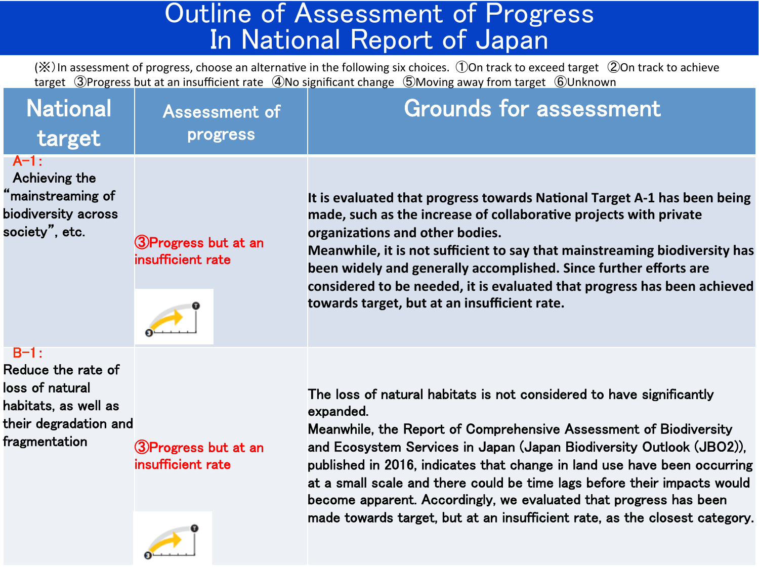# Outline of Assessment of Progress In National Report of Japan

(※) In assessment of progress, choose an alternative in the following six choices. ①On track to exceed target ②On track to achieve target ③Progress but at an insufficient rate ④No significant change ⑤Moving away from target ⑥Unknown

| National target | Assessment of progress | Grounds for assessment |
|---|---|---|
| A-1: Achieving the "mainstreaming of biodiversity across society", etc. | ③Progress but at an insufficient rate | It is evaluated that progress towards National Target A-1 has been being made, such as the increase of collaborative projects with private organizations and other bodies. Meanwhile, it is not sufficient to say that mainstreaming biodiversity has been widely and generally accomplished. Since further efforts are considered to be needed, it is evaluated that progress has been achieved towards target, but at an insufficient rate. |
| B-1: Reduce the rate of loss of natural habitats, as well as their degradation and fragmentation | ③Progress but at an insufficient rate | The loss of natural habitats is not considered to have significantly expanded. Meanwhile, the Report of Comprehensive Assessment of Biodiversity and Ecosystem Services in Japan (Japan Biodiversity Outlook (JBO2)), published in 2016, indicates that change in land use have been occurring at a small scale and there could be time lags before their impacts would become apparent. Accordingly, we evaluated that progress has been made towards target, but at an insufficient rate, as the closest category. |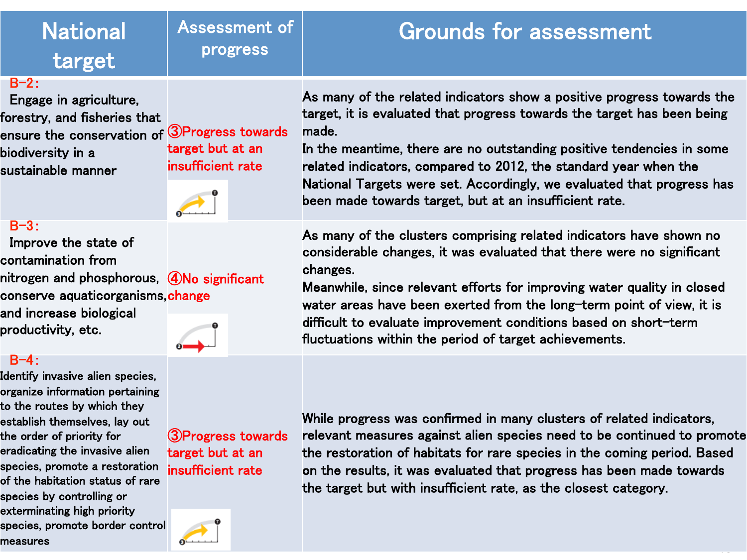| National target | Assessment of progress | Grounds for assessment |
|---|---|---|
| B-2: Engage in agriculture, forestry, and fisheries that ensure the conservation of biodiversity in a sustainable manner | ③Progress towards target but at an insufficient rate | As many of the related indicators show a positive progress towards the target, it is evaluated that progress towards the target has been being made. In the meantime, there are no outstanding positive tendencies in some related indicators, compared to 2012, the standard year when the National Targets were set. Accordingly, we evaluated that progress has been made towards target, but at an insufficient rate. |
| B-3: Improve the state of contamination from nitrogen and phosphorous, conserve aquaticorganisms, and increase biological productivity, etc. | ④No significant change | As many of the clusters comprising related indicators have shown no considerable changes, it was evaluated that there were no significant changes. Meanwhile, since relevant efforts for improving water quality in closed water areas have been exerted from the long-term point of view, it is difficult to evaluate improvement conditions based on short-term fluctuations within the period of target achievements. |
| B-4: Identify invasive alien species, organize information pertaining to the routes by which they establish themselves, lay out the order of priority for eradicating the invasive alien species, promote a restoration of the habitation status of rare species by controlling or exterminating high priority species, promote border control measures | ③Progress towards target but at an insufficient rate | While progress was confirmed in many clusters of related indicators, relevant measures against alien species need to be continued to promote the restoration of habitats for rare species in the coming period. Based on the results, it was evaluated that progress has been made towards the target but with insufficient rate, as the closest category. |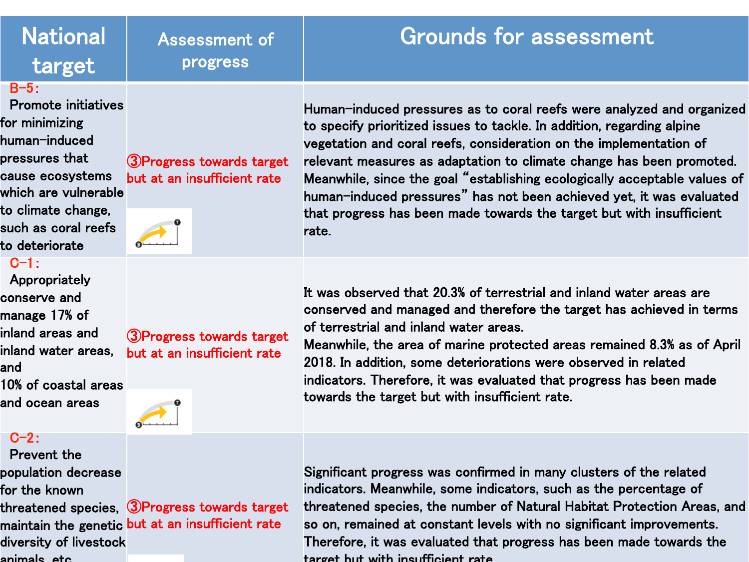| National target | Assessment of progress | Grounds for assessment |
| --- | --- | --- |
| B-5: Promote initiatives for minimizing human-induced pressures that cause ecosystems which are vulnerable to climate change, such as coral reefs to deteriorate | ③Progress towards target but at an insufficient rate | Human-induced pressures as to coral reefs were analyzed and organized to specify prioritized issues to tackle. In addition, regarding alpine vegetation and coral reefs, consideration on the implementation of relevant measures as adaptation to climate change has been promoted. Meanwhile, since the goal "establishing ecologically acceptable values of human-induced pressures" has not been achieved yet, it was evaluated that progress has been made towards the target but with insufficient rate. |
| C-1: Appropriately conserve and manage 17% of inland areas and inland water areas, and 10% of coastal areas and ocean areas | ③Progress towards target but at an insufficient rate | It was observed that 20.3% of terrestrial and inland water areas are conserved and managed and therefore the target has achieved in terms of terrestrial and inland water areas.<br>Meanwhile, the area of marine protected areas remained 8.3% as of April 2018. In addition, some deteriorations were observed in related indicators. Therefore, it was evaluated that progress has been made towards the target but with insufficient rate. |
| C-2: Prevent the population decrease for the known threatened species, maintain the genetic diversity of livestock animals, etc | ③Progress towards target but at an insufficient rate | Significant progress was confirmed in many clusters of the related indicators. Meanwhile, some indicators, such as the percentage of threatened species, the number of Natural Habitat Protection Areas, and so on, remained at constant levels with no significant improvements. Therefore, it was evaluated that progress has been made towards the target but with insufficient rate. |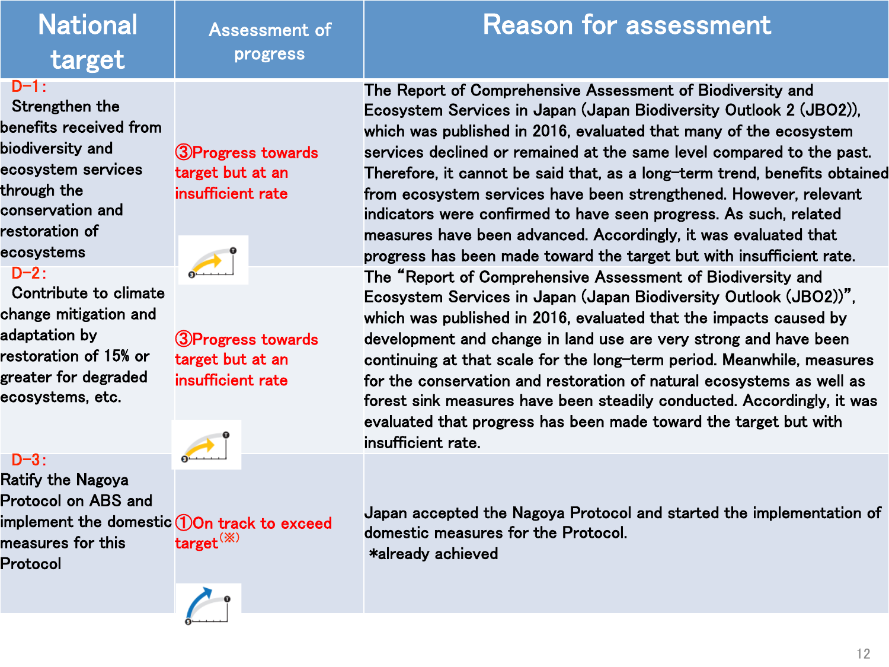| National target | Assessment of progress | Reason for assessment |
| --- | --- | --- |
| D−1: Strengthen the benefits received from biodiversity and ecosystem services through the conservation and restoration of ecosystems | ③Progress towards target but at an insufficient rate | The Report of Comprehensive Assessment of Biodiversity and Ecosystem Services in Japan (Japan Biodiversity Outlook 2 (JBO2)), which was published in 2016, evaluated that many of the ecosystem services declined or remained at the same level compared to the past. Therefore, it cannot be said that, as a long-term trend, benefits obtained from ecosystem services have been strengthened. However, relevant indicators were confirmed to have seen progress. As such, related measures have been advanced. Accordingly, it was evaluated that progress has been made toward the target but with insufficient rate. |
| D−2: Contribute to climate change mitigation and adaptation by restoration of 15% or greater for degraded ecosystems, etc. | ③Progress towards target but at an insufficient rate | The "Report of Comprehensive Assessment of Biodiversity and Ecosystem Services in Japan (Japan Biodiversity Outlook (JBO2))", which was published in 2016, evaluated that the impacts caused by development and change in land use are very strong and have been continuing at that scale for the long-term period. Meanwhile, measures for the conservation and restoration of natural ecosystems as well as forest sink measures have been steadily conducted. Accordingly, it was evaluated that progress has been made toward the target but with insufficient rate. |
| D−3: Ratify the Nagoya Protocol on ABS and implement the domestic measures for this Protocol | ①On track to exceed target(※) | Japan accepted the Nagoya Protocol and started the implementation of domestic measures for the Protocol. *already achieved |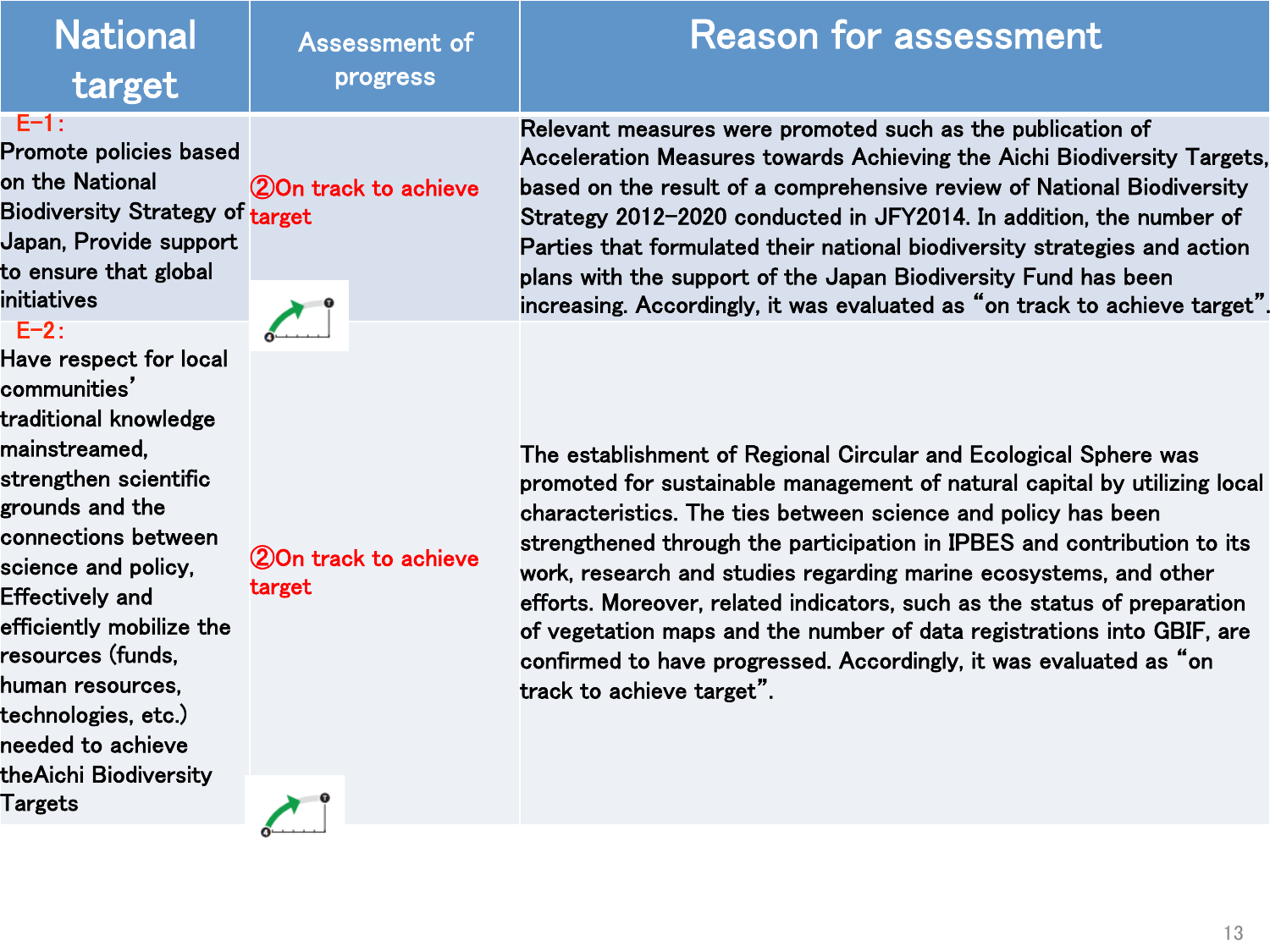| National target | Assessment of progress | Reason for assessment |
|---|---|---|
| E-1: Promote policies based on the National Biodiversity Strategy of Japan, Provide support to ensure that global initiatives | ②On track to achieve target | Relevant measures were promoted such as the publication of Acceleration Measures towards Achieving the Aichi Biodiversity Targets, based on the result of a comprehensive review of National Biodiversity Strategy 2012-2020 conducted in JFY2014. In addition, the number of Parties that formulated their national biodiversity strategies and action plans with the support of the Japan Biodiversity Fund has been increasing. Accordingly, it was evaluated as "on track to achieve target". |
| E-2: Have respect for local communities' traditional knowledge mainstreamed, strengthen scientific grounds and the connections between science and policy, Effectively and efficiently mobilize the resources (funds, human resources, technologies, etc.) needed to achieve theAichi Biodiversity Targets | ②On track to achieve target | The establishment of Regional Circular and Ecological Sphere was promoted for sustainable management of natural capital by utilizing local characteristics. The ties between science and policy has been strengthened through the participation in IPBES and contribution to its work, research and studies regarding marine ecosystems, and other efforts. Moreover, related indicators, such as the status of preparation of vegetation maps and the number of data registrations into GBIF, are confirmed to have progressed. Accordingly, it was evaluated as "on track to achieve target". |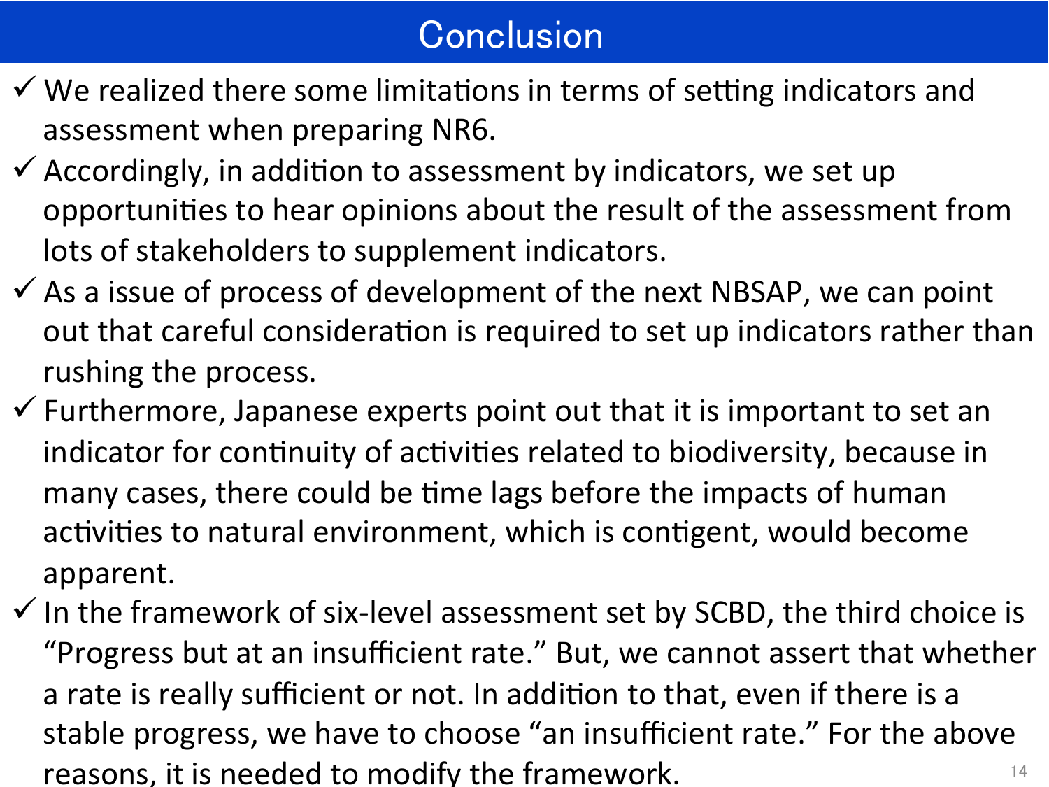# Conclusion

- ✓ We realized there some limitations in terms of setting indicators and assessment when preparing NR6.
- ✓ Accordingly, in addition to assessment by indicators, we set up opportunities to hear opinions about the result of the assessment from lots of stakeholders to supplement indicators.
- ✓ As a issue of process of development of the next NBSAP, we can point out that careful consideration is required to set up indicators rather than rushing the process.
- ✓ Furthermore, Japanese experts point out that it is important to set an indicator for continuity of activities related to biodiversity, because in many cases, there could be time lags before the impacts of human activities to natural environment, which is contigent, would become apparent.
- ✓ In the framework of six-level assessment set by SCBD, the third choice is "Progress but at an insufficient rate." But, we cannot assert that whether a rate is really sufficient or not. In addition to that, even if there is a stable progress, we have to choose "an insufficient rate." For the above reasons, it is needed to modify the framework.